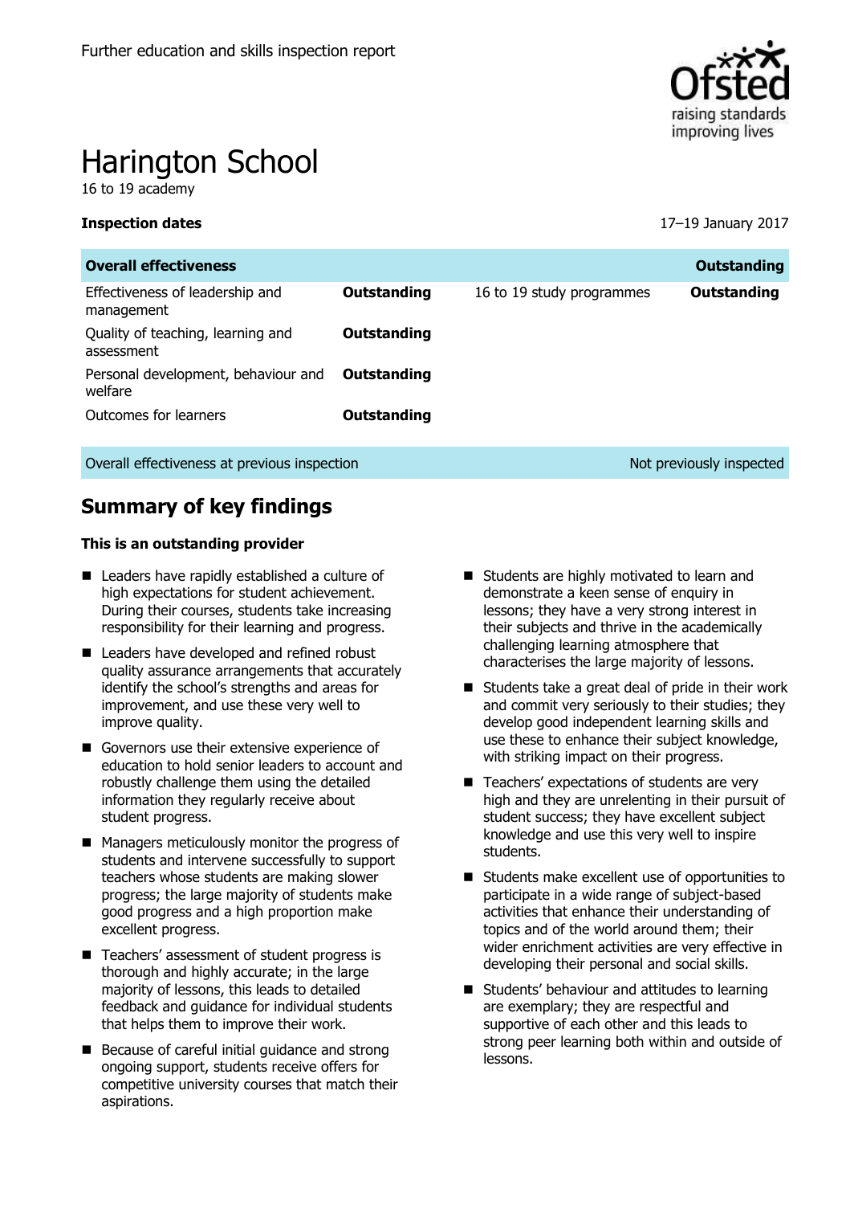Further education and skills inspection report

# Harington School

16 to 19 academy

**Inspection dates** 17–19 January 2017

| **Overall effectiveness** | | | **Outstanding** |
|---|---|---|---|
| Effectiveness of leadership and management | **Outstanding** | 16 to 19 study programmes | **Outstanding** |
| Quality of teaching, learning and assessment | **Outstanding** | | |
| Personal development, behaviour and welfare | **Outstanding** | | |
| Outcomes for learners | **Outstanding** | | |
| Overall effectiveness at previous inspection | | | Not previously inspected |

## Summary of key findings

**This is an outstanding provider**

- Leaders have rapidly established a culture of high expectations for student achievement. During their courses, students take increasing responsibility for their learning and progress.
- Leaders have developed and refined robust quality assurance arrangements that accurately identify the school's strengths and areas for improvement, and use these very well to improve quality.
- Governors use their extensive experience of education to hold senior leaders to account and robustly challenge them using the detailed information they regularly receive about student progress.
- Managers meticulously monitor the progress of students and intervene successfully to support teachers whose students are making slower progress; the large majority of students make good progress and a high proportion make excellent progress.
- Teachers' assessment of student progress is thorough and highly accurate; in the large majority of lessons, this leads to detailed feedback and guidance for individual students that helps them to improve their work.
- Because of careful initial guidance and strong ongoing support, students receive offers for competitive university courses that match their aspirations.
- Students are highly motivated to learn and demonstrate a keen sense of enquiry in lessons; they have a very strong interest in their subjects and thrive in the academically challenging learning atmosphere that characterises the large majority of lessons.
- Students take a great deal of pride in their work and commit very seriously to their studies; they develop good independent learning skills and use these to enhance their subject knowledge, with striking impact on their progress.
- Teachers' expectations of students are very high and they are unrelenting in their pursuit of student success; they have excellent subject knowledge and use this very well to inspire students.
- Students make excellent use of opportunities to participate in a wide range of subject-based activities that enhance their understanding of topics and of the world around them; their wider enrichment activities are very effective in developing their personal and social skills.
- Students' behaviour and attitudes to learning are exemplary; they are respectful and supportive of each other and this leads to strong peer learning both within and outside of lessons.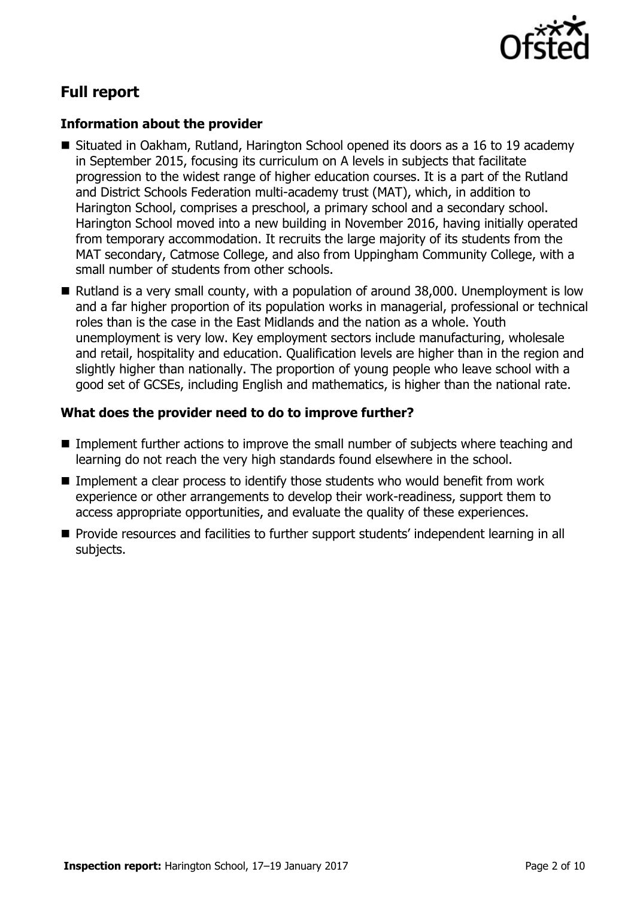## Full report

### Information about the provider

- Situated in Oakham, Rutland, Harington School opened its doors as a 16 to 19 academy in September 2015, focusing its curriculum on A levels in subjects that facilitate progression to the widest range of higher education courses. It is a part of the Rutland and District Schools Federation multi-academy trust (MAT), which, in addition to Harington School, comprises a preschool, a primary school and a secondary school. Harington School moved into a new building in November 2016, having initially operated from temporary accommodation. It recruits the large majority of its students from the MAT secondary, Catmose College, and also from Uppingham Community College, with a small number of students from other schools.
- Rutland is a very small county, with a population of around 38,000. Unemployment is low and a far higher proportion of its population works in managerial, professional or technical roles than is the case in the East Midlands and the nation as a whole. Youth unemployment is very low. Key employment sectors include manufacturing, wholesale and retail, hospitality and education. Qualification levels are higher than in the region and slightly higher than nationally. The proportion of young people who leave school with a good set of GCSEs, including English and mathematics, is higher than the national rate.

### What does the provider need to do to improve further?

- Implement further actions to improve the small number of subjects where teaching and learning do not reach the very high standards found elsewhere in the school.
- Implement a clear process to identify those students who would benefit from work experience or other arrangements to develop their work-readiness, support them to access appropriate opportunities, and evaluate the quality of these experiences.
- Provide resources and facilities to further support students' independent learning in all subjects.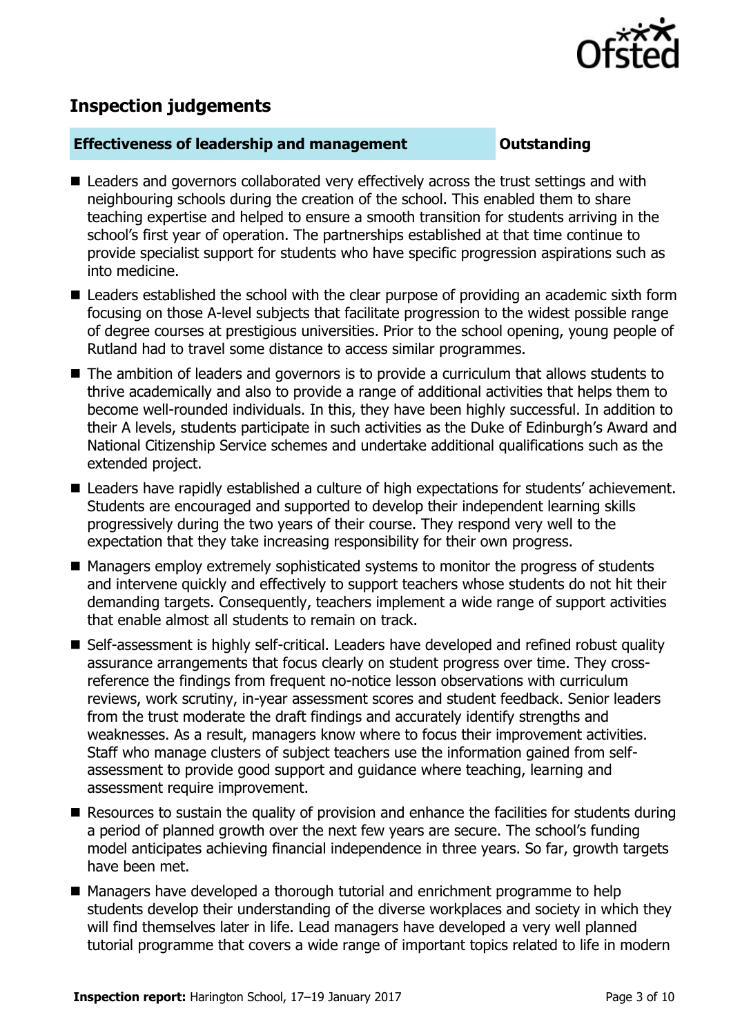## Inspection judgements

| **Effectiveness of leadership and management** | **Outstanding** |
|---|---|

- Leaders and governors collaborated very effectively across the trust settings and with neighbouring schools during the creation of the school. This enabled them to share teaching expertise and helped to ensure a smooth transition for students arriving in the school's first year of operation. The partnerships established at that time continue to provide specialist support for students who have specific progression aspirations such as into medicine.
- Leaders established the school with the clear purpose of providing an academic sixth form focusing on those A-level subjects that facilitate progression to the widest possible range of degree courses at prestigious universities. Prior to the school opening, young people of Rutland had to travel some distance to access similar programmes.
- The ambition of leaders and governors is to provide a curriculum that allows students to thrive academically and also to provide a range of additional activities that helps them to become well-rounded individuals. In this, they have been highly successful. In addition to their A levels, students participate in such activities as the Duke of Edinburgh's Award and National Citizenship Service schemes and undertake additional qualifications such as the extended project.
- Leaders have rapidly established a culture of high expectations for students' achievement. Students are encouraged and supported to develop their independent learning skills progressively during the two years of their course. They respond very well to the expectation that they take increasing responsibility for their own progress.
- Managers employ extremely sophisticated systems to monitor the progress of students and intervene quickly and effectively to support teachers whose students do not hit their demanding targets. Consequently, teachers implement a wide range of support activities that enable almost all students to remain on track.
- Self-assessment is highly self-critical. Leaders have developed and refined robust quality assurance arrangements that focus clearly on student progress over time. They cross-reference the findings from frequent no-notice lesson observations with curriculum reviews, work scrutiny, in-year assessment scores and student feedback. Senior leaders from the trust moderate the draft findings and accurately identify strengths and weaknesses. As a result, managers know where to focus their improvement activities. Staff who manage clusters of subject teachers use the information gained from self-assessment to provide good support and guidance where teaching, learning and assessment require improvement.
- Resources to sustain the quality of provision and enhance the facilities for students during a period of planned growth over the next few years are secure. The school's funding model anticipates achieving financial independence in three years. So far, growth targets have been met.
- Managers have developed a thorough tutorial and enrichment programme to help students develop their understanding of the diverse workplaces and society in which they will find themselves later in life. Lead managers have developed a very well planned tutorial programme that covers a wide range of important topics related to life in modern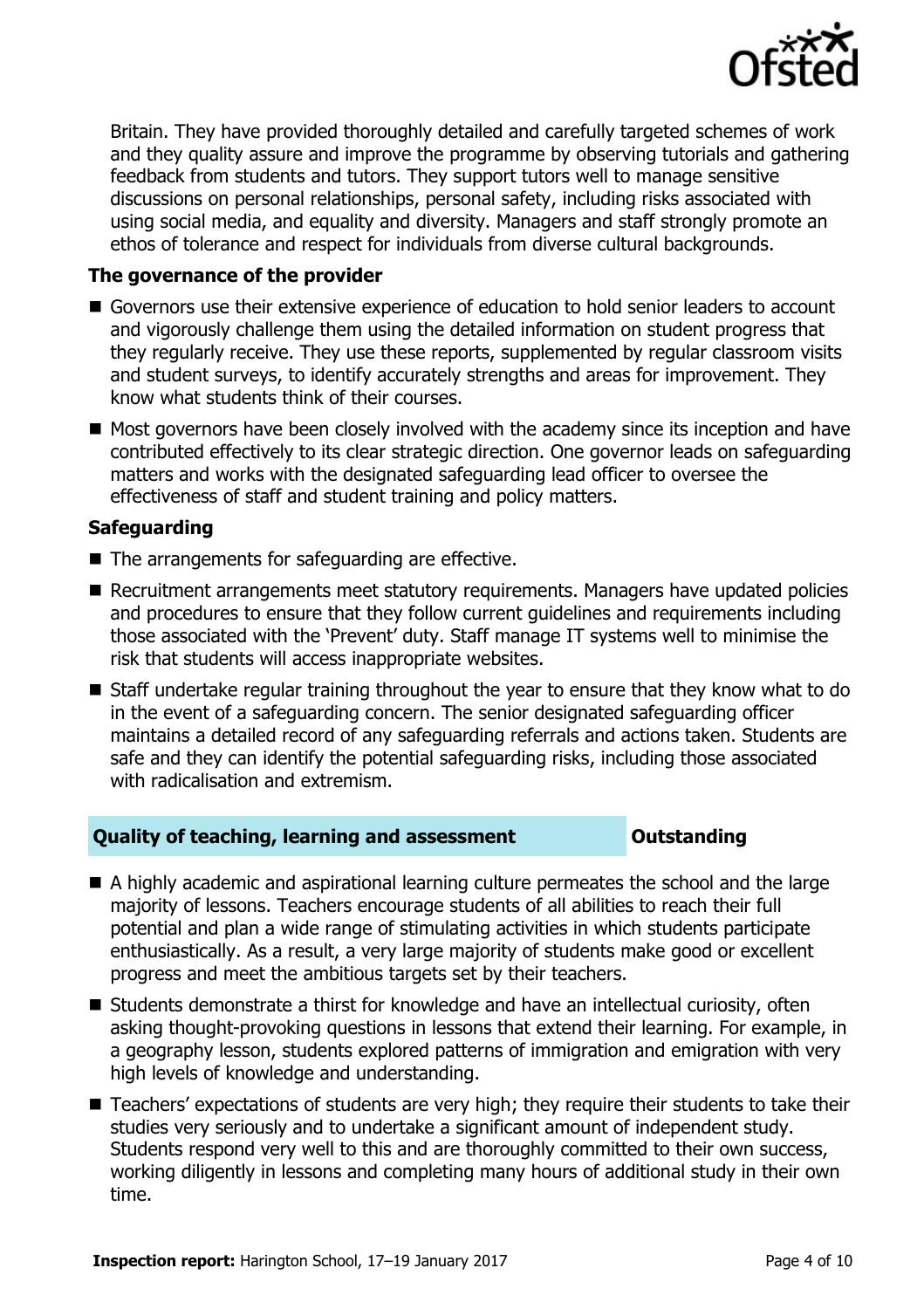Britain. They have provided thoroughly detailed and carefully targeted schemes of work and they quality assure and improve the programme by observing tutorials and gathering feedback from students and tutors. They support tutors well to manage sensitive discussions on personal relationships, personal safety, including risks associated with using social media, and equality and diversity. Managers and staff strongly promote an ethos of tolerance and respect for individuals from diverse cultural backgrounds.

### The governance of the provider

- Governors use their extensive experience of education to hold senior leaders to account and vigorously challenge them using the detailed information on student progress that they regularly receive. They use these reports, supplemented by regular classroom visits and student surveys, to identify accurately strengths and areas for improvement. They know what students think of their courses.
- Most governors have been closely involved with the academy since its inception and have contributed effectively to its clear strategic direction. One governor leads on safeguarding matters and works with the designated safeguarding lead officer to oversee the effectiveness of staff and student training and policy matters.

### Safeguarding

- The arrangements for safeguarding are effective.
- Recruitment arrangements meet statutory requirements. Managers have updated policies and procedures to ensure that they follow current guidelines and requirements including those associated with the 'Prevent' duty. Staff manage IT systems well to minimise the risk that students will access inappropriate websites.
- Staff undertake regular training throughout the year to ensure that they know what to do in the event of a safeguarding concern. The senior designated safeguarding officer maintains a detailed record of any safeguarding referrals and actions taken. Students are safe and they can identify the potential safeguarding risks, including those associated with radicalisation and extremism.

## Quality of teaching, learning and assessment — Outstanding

- A highly academic and aspirational learning culture permeates the school and the large majority of lessons. Teachers encourage students of all abilities to reach their full potential and plan a wide range of stimulating activities in which students participate enthusiastically. As a result, a very large majority of students make good or excellent progress and meet the ambitious targets set by their teachers.
- Students demonstrate a thirst for knowledge and have an intellectual curiosity, often asking thought-provoking questions in lessons that extend their learning. For example, in a geography lesson, students explored patterns of immigration and emigration with very high levels of knowledge and understanding.
- Teachers' expectations of students are very high; they require their students to take their studies very seriously and to undertake a significant amount of independent study. Students respond very well to this and are thoroughly committed to their own success, working diligently in lessons and completing many hours of additional study in their own time.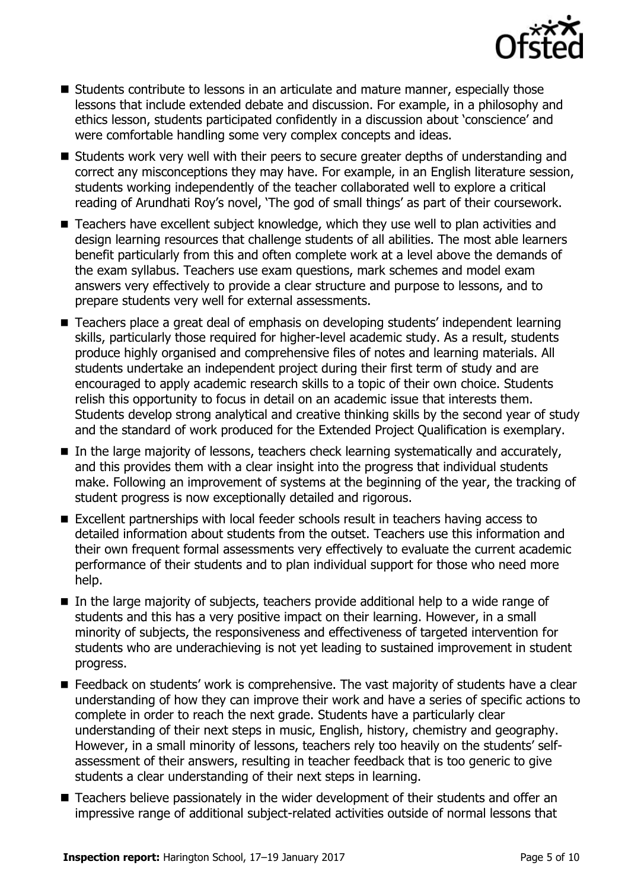- Students contribute to lessons in an articulate and mature manner, especially those lessons that include extended debate and discussion. For example, in a philosophy and ethics lesson, students participated confidently in a discussion about 'conscience' and were comfortable handling some very complex concepts and ideas.
- Students work very well with their peers to secure greater depths of understanding and correct any misconceptions they may have. For example, in an English literature session, students working independently of the teacher collaborated well to explore a critical reading of Arundhati Roy's novel, 'The god of small things' as part of their coursework.
- Teachers have excellent subject knowledge, which they use well to plan activities and design learning resources that challenge students of all abilities. The most able learners benefit particularly from this and often complete work at a level above the demands of the exam syllabus. Teachers use exam questions, mark schemes and model exam answers very effectively to provide a clear structure and purpose to lessons, and to prepare students very well for external assessments.
- Teachers place a great deal of emphasis on developing students' independent learning skills, particularly those required for higher-level academic study. As a result, students produce highly organised and comprehensive files of notes and learning materials. All students undertake an independent project during their first term of study and are encouraged to apply academic research skills to a topic of their own choice. Students relish this opportunity to focus in detail on an academic issue that interests them. Students develop strong analytical and creative thinking skills by the second year of study and the standard of work produced for the Extended Project Qualification is exemplary.
- In the large majority of lessons, teachers check learning systematically and accurately, and this provides them with a clear insight into the progress that individual students make. Following an improvement of systems at the beginning of the year, the tracking of student progress is now exceptionally detailed and rigorous.
- Excellent partnerships with local feeder schools result in teachers having access to detailed information about students from the outset. Teachers use this information and their own frequent formal assessments very effectively to evaluate the current academic performance of their students and to plan individual support for those who need more help.
- In the large majority of subjects, teachers provide additional help to a wide range of students and this has a very positive impact on their learning. However, in a small minority of subjects, the responsiveness and effectiveness of targeted intervention for students who are underachieving is not yet leading to sustained improvement in student progress.
- Feedback on students' work is comprehensive. The vast majority of students have a clear understanding of how they can improve their work and have a series of specific actions to complete in order to reach the next grade. Students have a particularly clear understanding of their next steps in music, English, history, chemistry and geography. However, in a small minority of lessons, teachers rely too heavily on the students' self-assessment of their answers, resulting in teacher feedback that is too generic to give students a clear understanding of their next steps in learning.
- Teachers believe passionately in the wider development of their students and offer an impressive range of additional subject-related activities outside of normal lessons that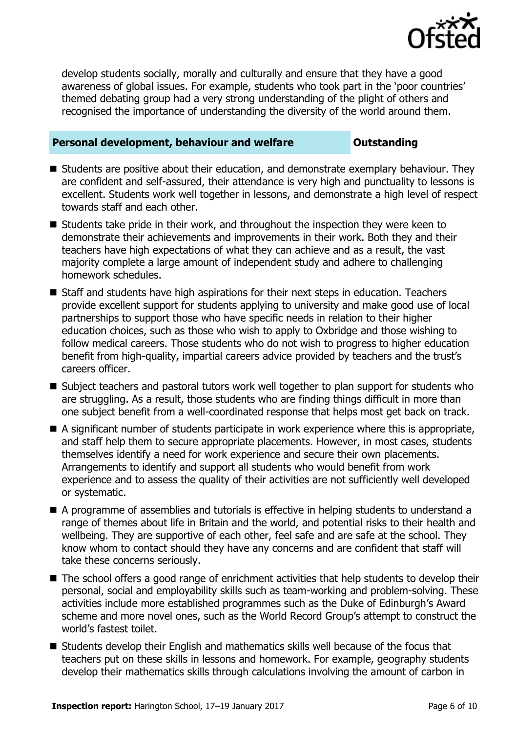develop students socially, morally and culturally and ensure that they have a good awareness of global issues. For example, students who took part in the 'poor countries' themed debating group had a very strong understanding of the plight of others and recognised the importance of understanding the diversity of the world around them.

| Personal development, behaviour and welfare | Outstanding |
| --- | --- |

- Students are positive about their education, and demonstrate exemplary behaviour. They are confident and self-assured, their attendance is very high and punctuality to lessons is excellent. Students work well together in lessons, and demonstrate a high level of respect towards staff and each other.
- Students take pride in their work, and throughout the inspection they were keen to demonstrate their achievements and improvements in their work. Both they and their teachers have high expectations of what they can achieve and as a result, the vast majority complete a large amount of independent study and adhere to challenging homework schedules.
- Staff and students have high aspirations for their next steps in education. Teachers provide excellent support for students applying to university and make good use of local partnerships to support those who have specific needs in relation to their higher education choices, such as those who wish to apply to Oxbridge and those wishing to follow medical careers. Those students who do not wish to progress to higher education benefit from high-quality, impartial careers advice provided by teachers and the trust's careers officer.
- Subject teachers and pastoral tutors work well together to plan support for students who are struggling. As a result, those students who are finding things difficult in more than one subject benefit from a well-coordinated response that helps most get back on track.
- A significant number of students participate in work experience where this is appropriate, and staff help them to secure appropriate placements. However, in most cases, students themselves identify a need for work experience and secure their own placements. Arrangements to identify and support all students who would benefit from work experience and to assess the quality of their activities are not sufficiently well developed or systematic.
- A programme of assemblies and tutorials is effective in helping students to understand a range of themes about life in Britain and the world, and potential risks to their health and wellbeing. They are supportive of each other, feel safe and are safe at the school. They know whom to contact should they have any concerns and are confident that staff will take these concerns seriously.
- The school offers a good range of enrichment activities that help students to develop their personal, social and employability skills such as team-working and problem-solving. These activities include more established programmes such as the Duke of Edinburgh's Award scheme and more novel ones, such as the World Record Group's attempt to construct the world's fastest toilet.
- Students develop their English and mathematics skills well because of the focus that teachers put on these skills in lessons and homework. For example, geography students develop their mathematics skills through calculations involving the amount of carbon in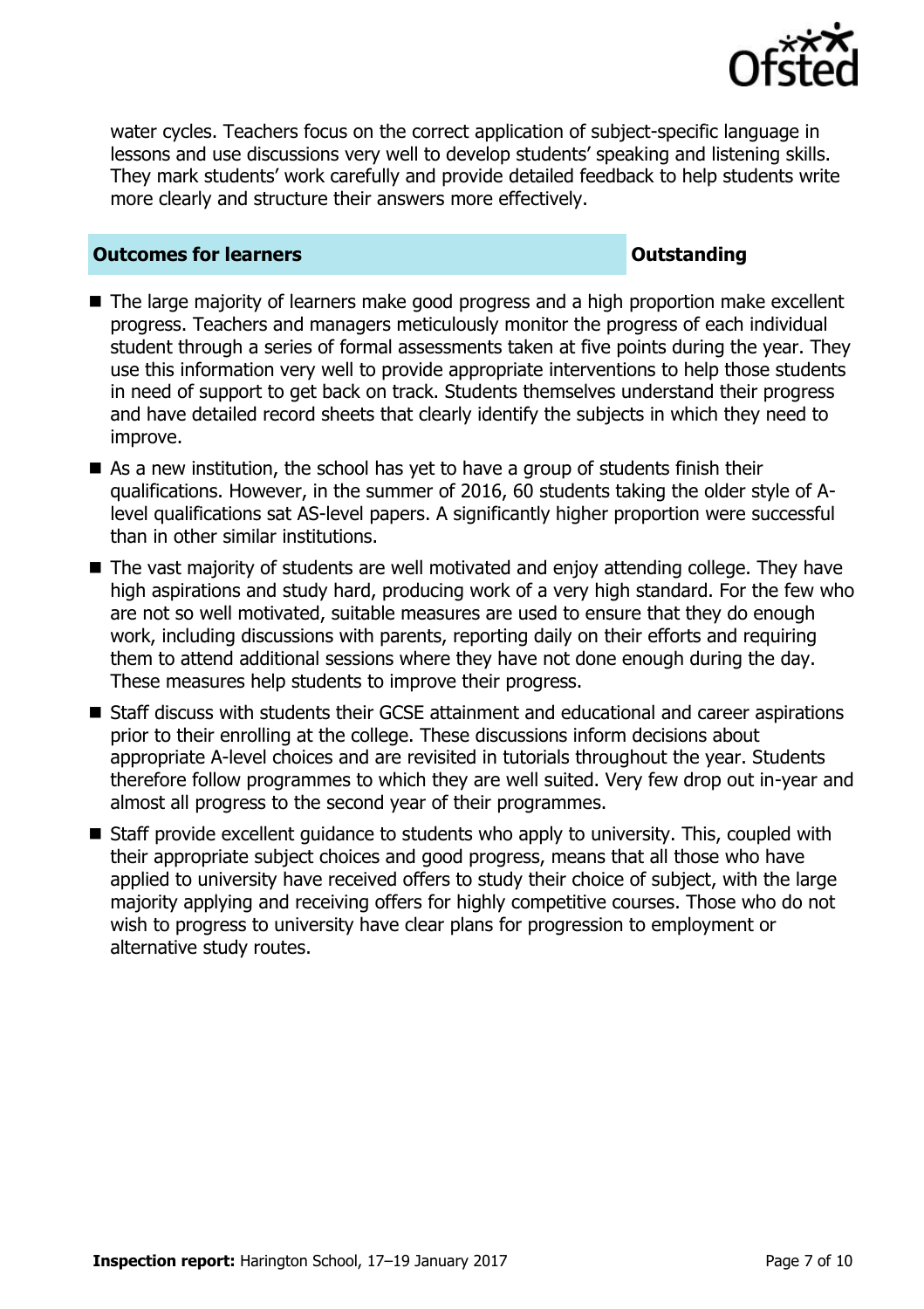water cycles. Teachers focus on the correct application of subject-specific language in lessons and use discussions very well to develop students' speaking and listening skills. They mark students' work carefully and provide detailed feedback to help students write more clearly and structure their answers more effectively.

| **Outcomes for learners** | **Outstanding** |
|---|---|

- The large majority of learners make good progress and a high proportion make excellent progress. Teachers and managers meticulously monitor the progress of each individual student through a series of formal assessments taken at five points during the year. They use this information very well to provide appropriate interventions to help those students in need of support to get back on track. Students themselves understand their progress and have detailed record sheets that clearly identify the subjects in which they need to improve.
- As a new institution, the school has yet to have a group of students finish their qualifications. However, in the summer of 2016, 60 students taking the older style of A-level qualifications sat AS-level papers. A significantly higher proportion were successful than in other similar institutions.
- The vast majority of students are well motivated and enjoy attending college. They have high aspirations and study hard, producing work of a very high standard. For the few who are not so well motivated, suitable measures are used to ensure that they do enough work, including discussions with parents, reporting daily on their efforts and requiring them to attend additional sessions where they have not done enough during the day. These measures help students to improve their progress.
- Staff discuss with students their GCSE attainment and educational and career aspirations prior to their enrolling at the college. These discussions inform decisions about appropriate A-level choices and are revisited in tutorials throughout the year. Students therefore follow programmes to which they are well suited. Very few drop out in-year and almost all progress to the second year of their programmes.
- Staff provide excellent guidance to students who apply to university. This, coupled with their appropriate subject choices and good progress, means that all those who have applied to university have received offers to study their choice of subject, with the large majority applying and receiving offers for highly competitive courses. Those who do not wish to progress to university have clear plans for progression to employment or alternative study routes.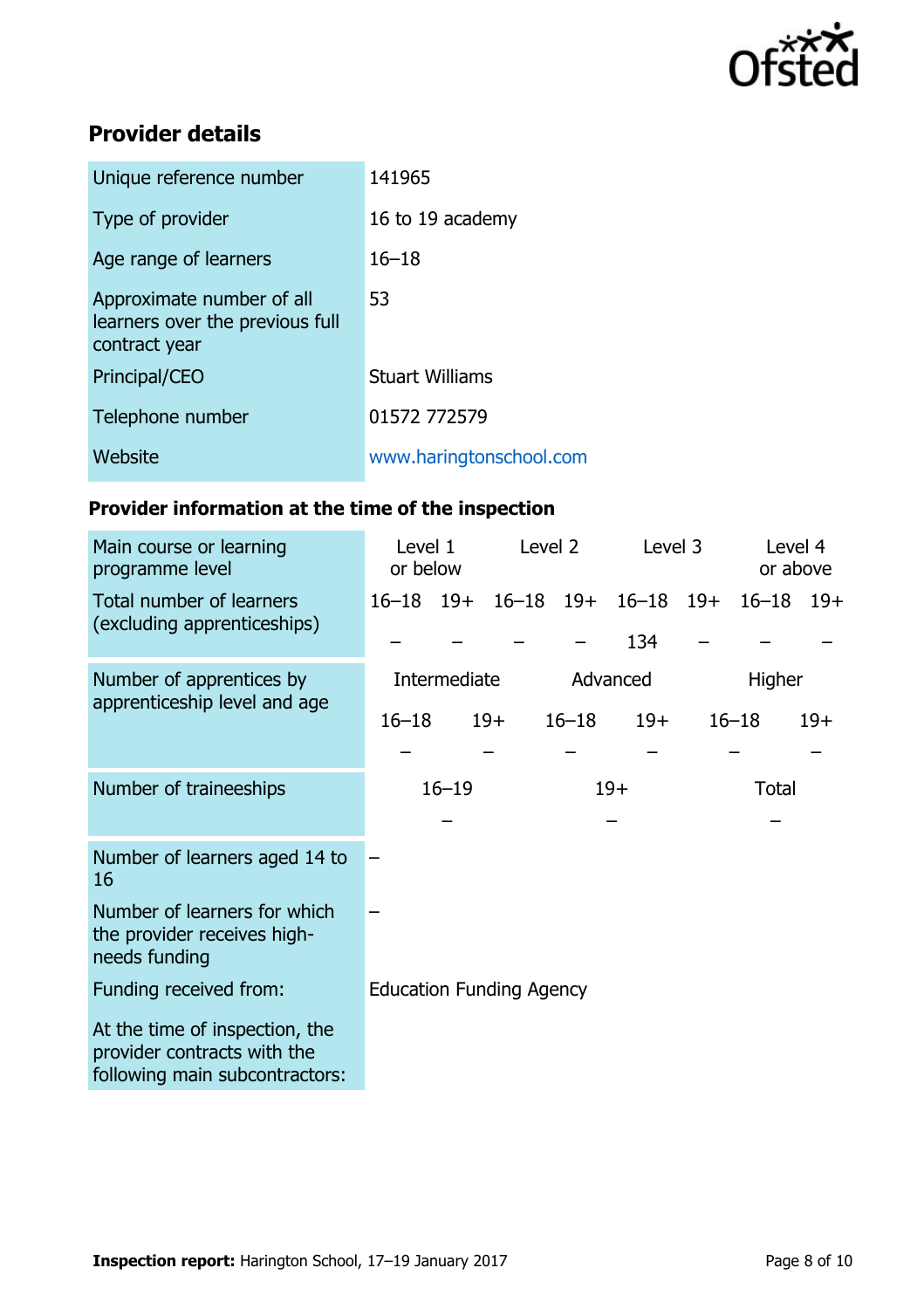## Provider details

| | |
|---|---|
| Unique reference number | 141965 |
| Type of provider | 16 to 19 academy |
| Age range of learners | 16–18 |
| Approximate number of all learners over the previous full contract year | 53 |
| Principal/CEO | Stuart Williams |
| Telephone number | 01572 772579 |
| Website | www.haringtonschool.com |

### Provider information at the time of the inspection

| Main course or learning programme level | Level 1 or below | | Level 2 | | Level 3 | | Level 4 or above | |
|---|---|---|---|---|---|---|---|---|
| Total number of learners (excluding apprenticeships) | 16–18 | 19+ | 16–18 | 19+ | 16–18 | 19+ | 16–18 | 19+ |
| | – | – | – | – | 134 | – | – | – |

| Number of apprentices by apprenticeship level and age | Intermediate | | Advanced | | Higher | |
|---|---|---|---|---|---|---|
| | 16–18 | 19+ | 16–18 | 19+ | 16–18 | 19+ |
| | – | – | – | – | – | – |

| Number of traineeships | 16–19 | 19+ | Total |
|---|---|---|---|
| | – | – | – |

| | |
|---|---|
| Number of learners aged 14 to 16 | – |
| Number of learners for which the provider receives high-needs funding | – |
| Funding received from: | Education Funding Agency |
| At the time of inspection, the provider contracts with the following main subcontractors: | |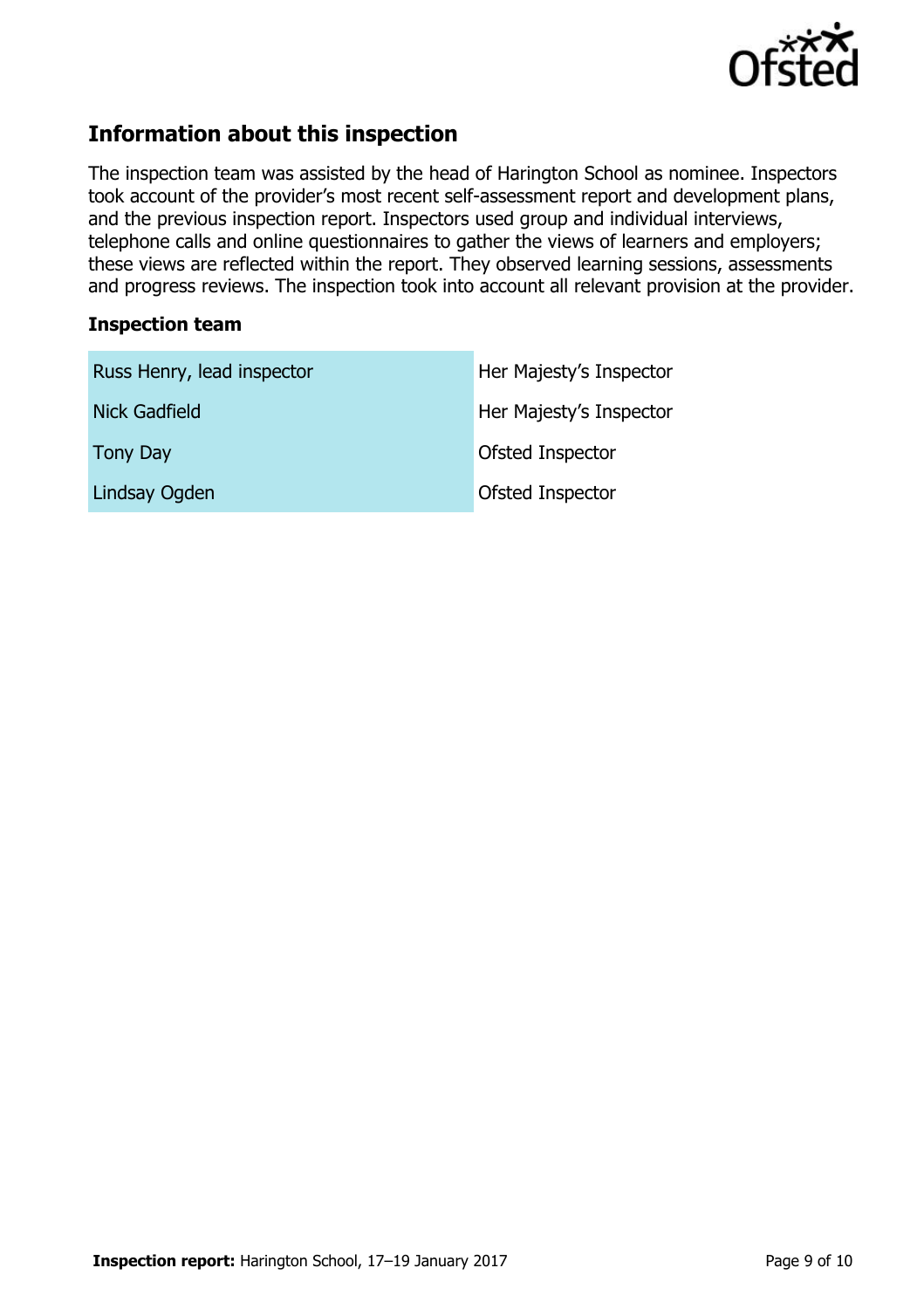## Information about this inspection

The inspection team was assisted by the head of Harington School as nominee. Inspectors took account of the provider's most recent self-assessment report and development plans, and the previous inspection report. Inspectors used group and individual interviews, telephone calls and online questionnaires to gather the views of learners and employers; these views are reflected within the report. They observed learning sessions, assessments and progress reviews. The inspection took into account all relevant provision at the provider.

### Inspection team

| | |
|---|---|
| Russ Henry, lead inspector | Her Majesty's Inspector |
| Nick Gadfield | Her Majesty's Inspector |
| Tony Day | Ofsted Inspector |
| Lindsay Ogden | Ofsted Inspector |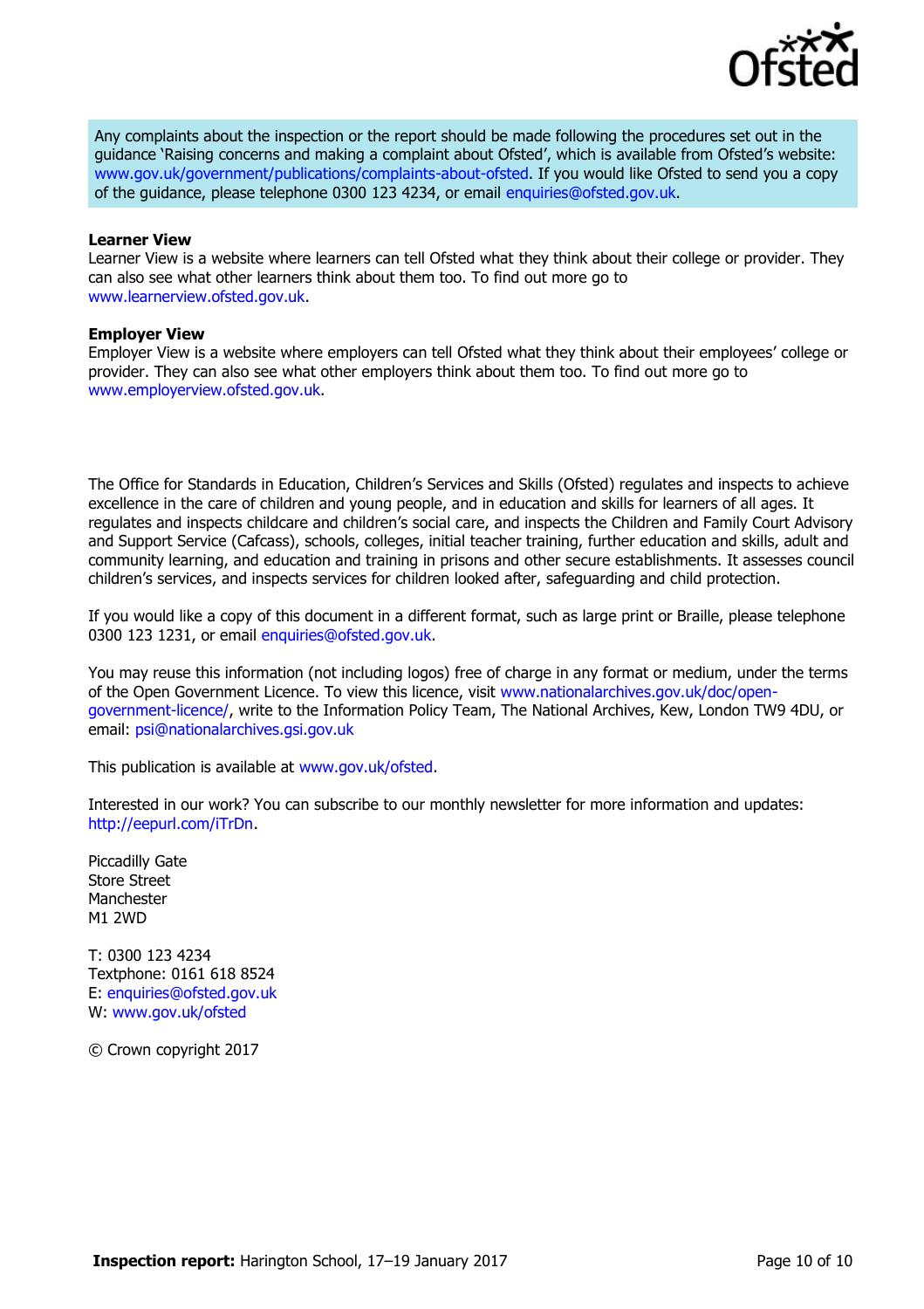Any complaints about the inspection or the report should be made following the procedures set out in the guidance 'Raising concerns and making a complaint about Ofsted', which is available from Ofsted's website: www.gov.uk/government/publications/complaints-about-ofsted. If you would like Ofsted to send you a copy of the guidance, please telephone 0300 123 4234, or email enquiries@ofsted.gov.uk.

**Learner View**
Learner View is a website where learners can tell Ofsted what they think about their college or provider. They can also see what other learners think about them too. To find out more go to www.learnerview.ofsted.gov.uk.

**Employer View**
Employer View is a website where employers can tell Ofsted what they think about their employees' college or provider. They can also see what other employers think about them too. To find out more go to www.employerview.ofsted.gov.uk.

The Office for Standards in Education, Children's Services and Skills (Ofsted) regulates and inspects to achieve excellence in the care of children and young people, and in education and skills for learners of all ages. It regulates and inspects childcare and children's social care, and inspects the Children and Family Court Advisory and Support Service (Cafcass), schools, colleges, initial teacher training, further education and skills, adult and community learning, and education and training in prisons and other secure establishments. It assesses council children's services, and inspects services for children looked after, safeguarding and child protection.

If you would like a copy of this document in a different format, such as large print or Braille, please telephone 0300 123 1231, or email enquiries@ofsted.gov.uk.

You may reuse this information (not including logos) free of charge in any format or medium, under the terms of the Open Government Licence. To view this licence, visit www.nationalarchives.gov.uk/doc/open-government-licence/, write to the Information Policy Team, The National Archives, Kew, London TW9 4DU, or email: psi@nationalarchives.gsi.gov.uk

This publication is available at www.gov.uk/ofsted.

Interested in our work? You can subscribe to our monthly newsletter for more information and updates: http://eepurl.com/iTrDn.

Piccadilly Gate
Store Street
Manchester
M1 2WD

T: 0300 123 4234
Textphone: 0161 618 8524
E: enquiries@ofsted.gov.uk
W: www.gov.uk/ofsted

© Crown copyright 2017